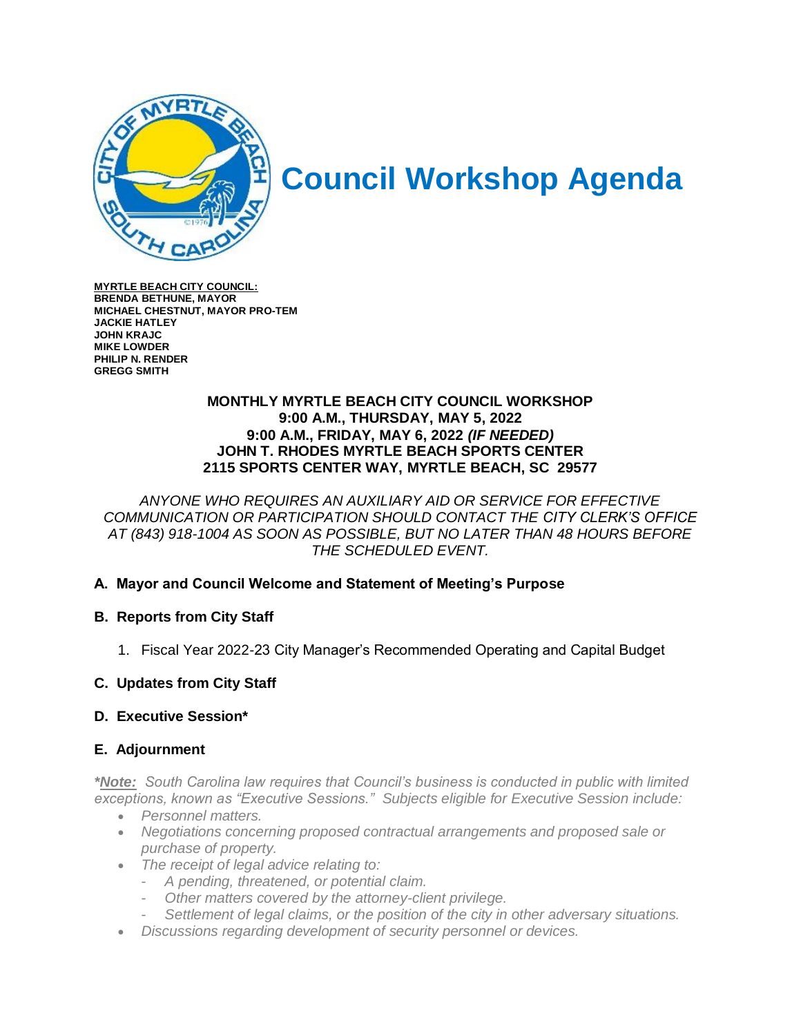# Council Workshop Agenda

**MYRTLE BEACH CITY COUNCIL:**
**BRENDA BETHUNE, MAYOR**
**MICHAEL CHESTNUT, MAYOR PRO-TEM**
**JACKIE HATLEY**
**JOHN KRAJC**
**MIKE LOWDER**
**PHILIP N. RENDER**
**GREGG SMITH**

**MONTHLY MYRTLE BEACH CITY COUNCIL WORKSHOP**
**9:00 A.M., THURSDAY, MAY 5, 2022**
**9:00 A.M., FRIDAY, MAY 6, 2022 *(IF NEEDED)***
**JOHN T. RHODES MYRTLE BEACH SPORTS CENTER**
**2115 SPORTS CENTER WAY, MYRTLE BEACH, SC 29577**

*ANYONE WHO REQUIRES AN AUXILIARY AID OR SERVICE FOR EFFECTIVE COMMUNICATION OR PARTICIPATION SHOULD CONTACT THE CITY CLERK'S OFFICE AT (843) 918-1004 AS SOON AS POSSIBLE, BUT NO LATER THAN 48 HOURS BEFORE THE SCHEDULED EVENT.*

**A. Mayor and Council Welcome and Statement of Meeting's Purpose**

**B. Reports from City Staff**

1. Fiscal Year 2022-23 City Manager's Recommended Operating and Capital Budget

**C. Updates from City Staff**

**D. Executive Session***

**E. Adjournment**

****Note:*** *South Carolina law requires that Council's business is conducted in public with limited exceptions, known as "Executive Sessions." Subjects eligible for Executive Session include:*

- *Personnel matters.*
- *Negotiations concerning proposed contractual arrangements and proposed sale or purchase of property.*
- *The receipt of legal advice relating to:*
  - *A pending, threatened, or potential claim.*
  - *Other matters covered by the attorney-client privilege.*
  - *Settlement of legal claims, or the position of the city in other adversary situations.*
- *Discussions regarding development of security personnel or devices.*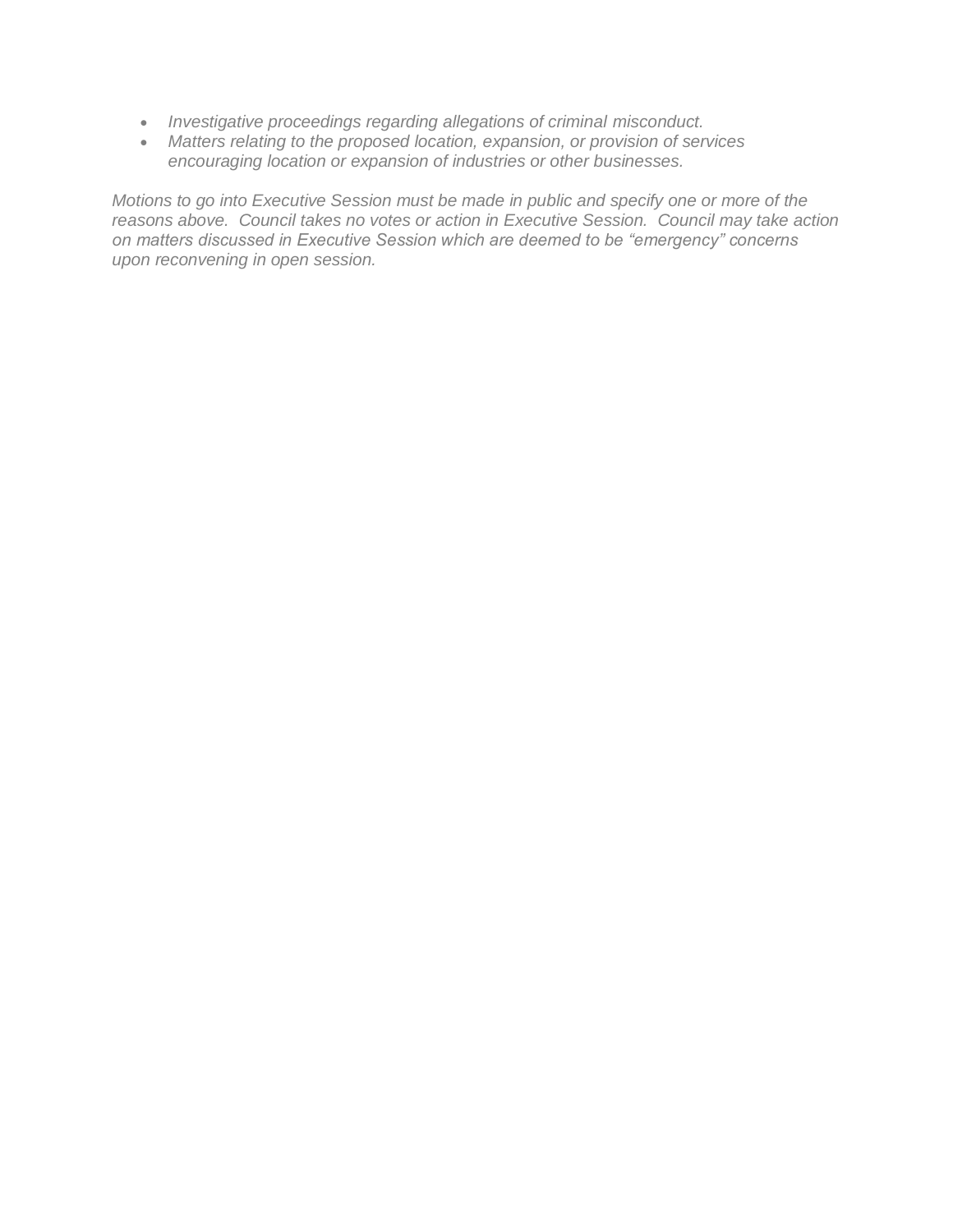- *Investigative proceedings regarding allegations of criminal misconduct.*
- *Matters relating to the proposed location, expansion, or provision of services encouraging location or expansion of industries or other businesses.*

*Motions to go into Executive Session must be made in public and specify one or more of the reasons above. Council takes no votes or action in Executive Session. Council may take action on matters discussed in Executive Session which are deemed to be "emergency" concerns upon reconvening in open session.*